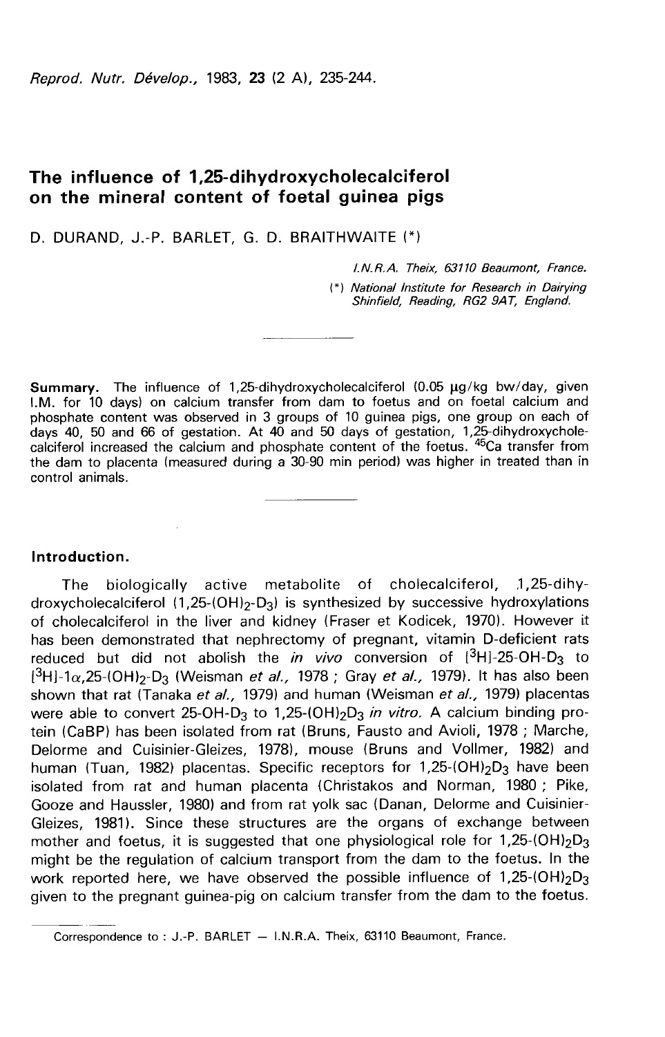# The influence of 1,25-dihydroxycholecalciferol on the mineral content of foetal guinea pigs

D. DURAND, J.-P. BARLET, G. D. BRAITHWAITE (*)

*I.N.R.A. Theix, 63110 Beaumont, France.*

(*) *National Institute for Research in Dairying Shinfield, Reading, RG2 9AT, England.*

---

**Summary.** The influence of 1,25-dihydroxycholecalciferol (0.05 µg/kg bw/day, given I.M. for 10 days) on calcium transfer from dam to foetus and on foetal calcium and phosphate content was observed in 3 groups of 10 guinea pigs, one group on each of days 40, 50 and 66 of gestation. At 40 and 50 days of gestation, 1,25-dihydroxycholecalciferol increased the calcium and phosphate content of the foetus. $^{45}Ca$ transfer from the dam to placenta (measured during a 30-90 min period) was higher in treated than in control animals.

---

## Introduction.

The biologically active metabolite of cholecalciferol, 1,25-dihydroxycholecalciferol (1,25-$(OH)_2$-$D_3$) is synthesized by successive hydroxylations of cholecalciferol in the liver and kidney (Fraser et Kodicek, 1970). However it has been demonstrated that nephrectomy of pregnant, vitamin D-deficient rats reduced but did not abolish the *in vivo* conversion of [$^3H$]-25-OH-$D_3$ to [$^3H$]-1$\alpha$,25-$(OH)_2$-$D_3$ (Weisman *et al.*, 1978 ; Gray *et al.*, 1979). It has also been shown that rat (Tanaka *et al.*, 1979) and human (Weisman *et al.*, 1979) placentas were able to convert 25-OH-$D_3$ to 1,25-$(OH)_2D_3$ *in vitro.* A calcium binding protein (CaBP) has been isolated from rat (Bruns, Fausto and Avioli, 1978 ; Marche, Delorme and Cuisinier-Gleizes, 1978), mouse (Bruns and Vollmer, 1982) and human (Tuan, 1982) placentas. Specific receptors for 1,25-$(OH)_2D_3$ have been isolated from rat and human placenta (Christakos and Norman, 1980 ; Pike, Gooze and Haussler, 1980) and from rat yolk sac (Danan, Delorme and Cuisinier-Gleizes, 1981). Since these structures are the organs of exchange between mother and foetus, it is suggested that one physiological role for 1,25-$(OH)_2D_3$ might be the regulation of calcium transport from the dam to the foetus. In the work reported here, we have observed the possible influence of 1,25-$(OH)_2D_3$ given to the pregnant guinea-pig on calcium transfer from the dam to the foetus.

Correspondence to : J.-P. BARLET — I.N.R.A. Theix, 63110 Beaumont, France.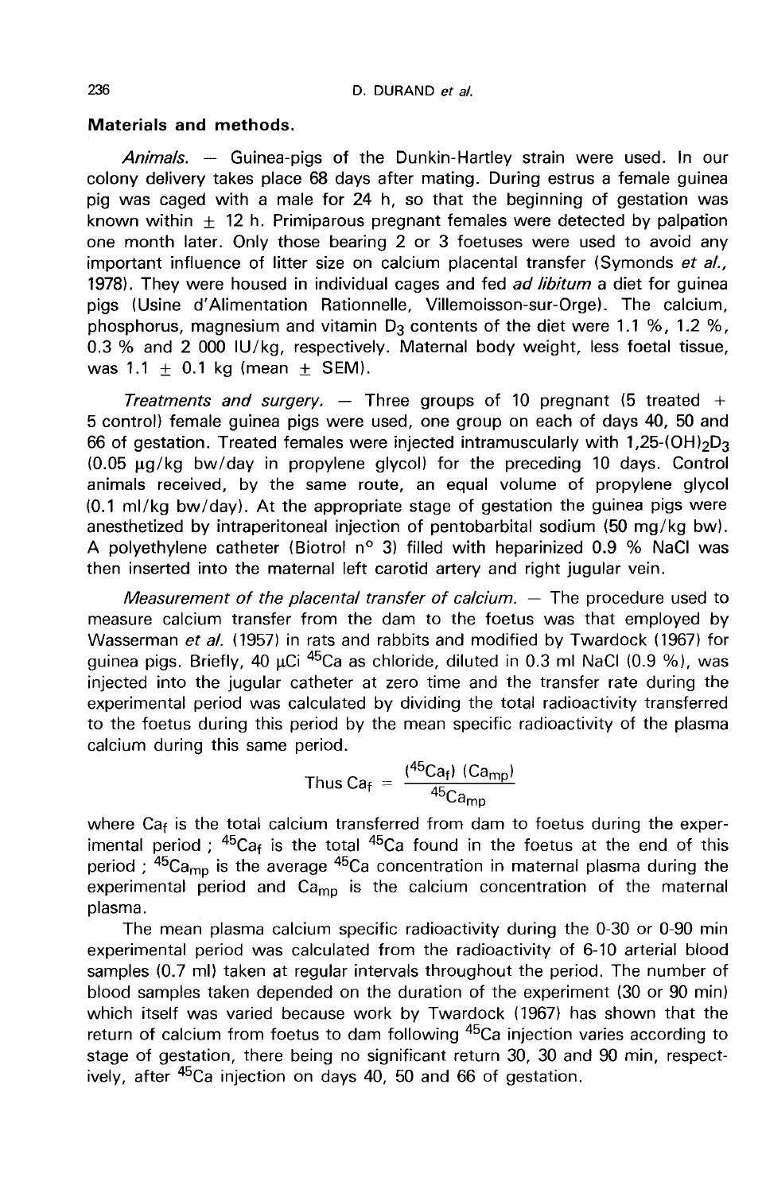## Materials and methods.

*Animals.* — Guinea-pigs of the Dunkin-Hartley strain were used. In our colony delivery takes place 68 days after mating. During estrus a female guinea pig was caged with a male for 24 h, so that the beginning of gestation was known within ± 12 h. Primiparous pregnant females were detected by palpation one month later. Only those bearing 2 or 3 foetuses were used to avoid any important influence of litter size on calcium placental transfer (Symonds *et al.*, 1978). They were housed in individual cages and fed *ad libitum* a diet for guinea pigs (Usine d'Alimentation Rationnelle, Villemoisson-sur-Orge). The calcium, phosphorus, magnesium and vitamin $D_3$ contents of the diet were 1.1 %, 1.2 %, 0.3 % and 2 000 IU/kg, respectively. Maternal body weight, less foetal tissue, was 1.1 ± 0.1 kg (mean ± SEM).

*Treatments and surgery.* — Three groups of 10 pregnant (5 treated + 5 control) female guinea pigs were used, one group on each of days 40, 50 and 66 of gestation. Treated females were injected intramuscularly with 1,25-$(OH)_2D_3$ (0.05 µg/kg bw/day in propylene glycol) for the preceding 10 days. Control animals received, by the same route, an equal volume of propylene glycol (0.1 ml/kg bw/day). At the appropriate stage of gestation the guinea pigs were anesthetized by intraperitoneal injection of pentobarbital sodium (50 mg/kg bw). A polyethylene catheter (Biotrol n° 3) filled with heparinized 0.9 % NaCl was then inserted into the maternal left carotid artery and right jugular vein.

*Measurement of the placental transfer of calcium.* — The procedure used to measure calcium transfer from the dam to the foetus was that employed by Wasserman *et al.* (1957) in rats and rabbits and modified by Twardock (1967) for guinea pigs. Briefly, 40 µCi $^{45}Ca$ as chloride, diluted in 0.3 ml NaCl (0.9 %), was injected into the jugular catheter at zero time and the transfer rate during the experimental period was calculated by dividing the total radioactivity transferred to the foetus during this period by the mean specific radioactivity of the plasma calcium during this same period.

$$\text{Thus } Ca_f = \frac{(^{45}Ca_f)\,(Ca_{mp})}{^{45}Ca_{mp}}$$

where $Ca_f$ is the total calcium transferred from dam to foetus during the experimental period ; $^{45}Ca_f$ is the total $^{45}Ca$ found in the foetus at the end of this period ; $^{45}Ca_{mp}$ is the average $^{45}Ca$ concentration in maternal plasma during the experimental period and $Ca_{mp}$ is the calcium concentration of the maternal plasma.

The mean plasma calcium specific radioactivity during the 0-30 or 0-90 min experimental period was calculated from the radioactivity of 6-10 arterial blood samples (0.7 ml) taken at regular intervals throughout the period. The number of blood samples taken depended on the duration of the experiment (30 or 90 min) which itself was varied because work by Twardock (1967) has shown that the return of calcium from foetus to dam following $^{45}Ca$ injection varies according to stage of gestation, there being no significant return 30, 30 and 90 min, respectively, after $^{45}Ca$ injection on days 40, 50 and 66 of gestation.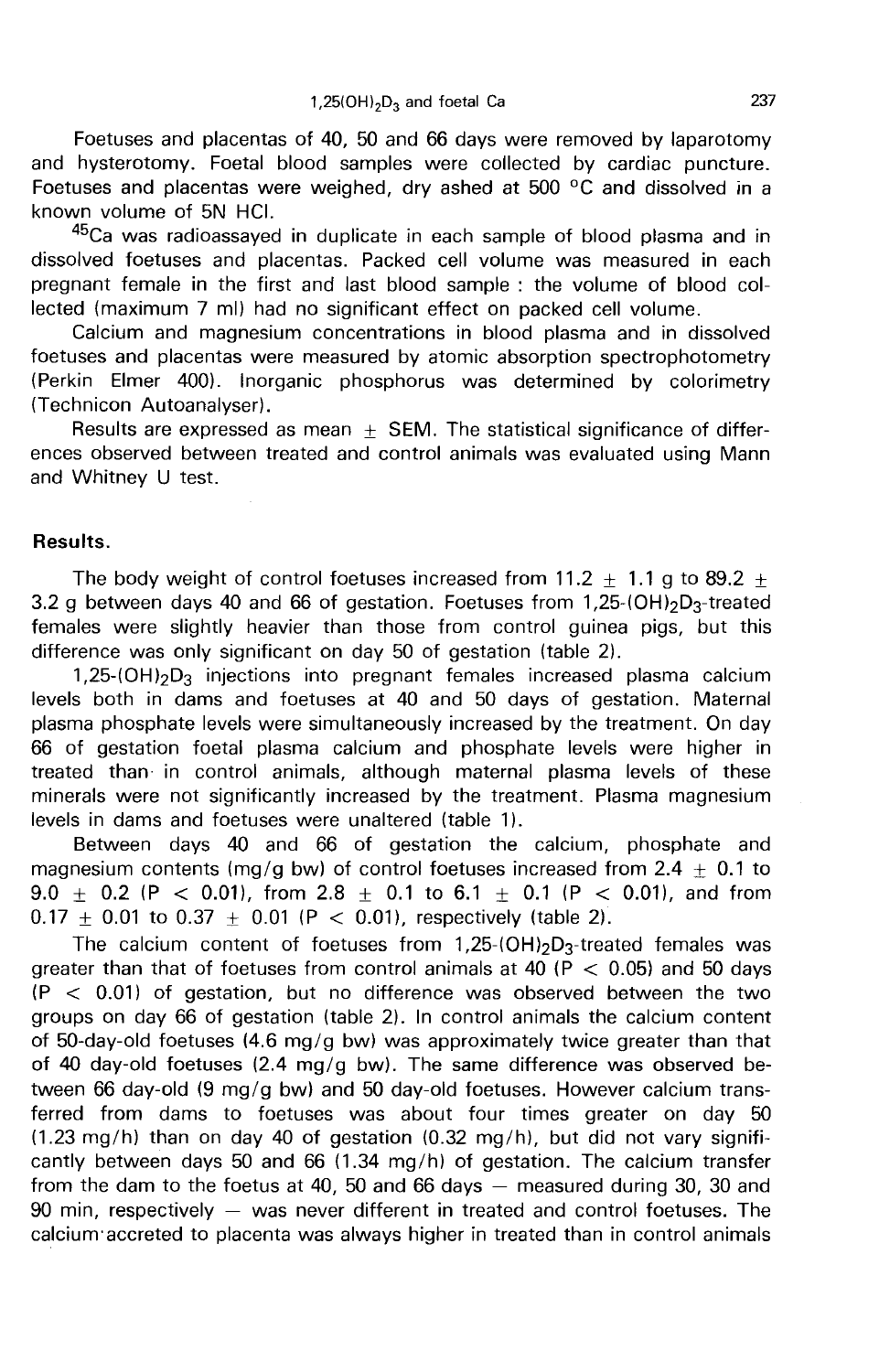Foetuses and placentas of 40, 50 and 66 days were removed by laparotomy and hysterotomy. Foetal blood samples were collected by cardiac puncture. Foetuses and placentas were weighed, dry ashed at 500 °C and dissolved in a known volume of 5N HCl.

$^{45}Ca$ was radioassayed in duplicate in each sample of blood plasma and in dissolved foetuses and placentas. Packed cell volume was measured in each pregnant female in the first and last blood sample : the volume of blood collected (maximum 7 ml) had no significant effect on packed cell volume.

Calcium and magnesium concentrations in blood plasma and in dissolved foetuses and placentas were measured by atomic absorption spectrophotometry (Perkin Elmer 400). Inorganic phosphorus was determined by colorimetry (Technicon Autoanalyser).

Results are expressed as mean ± SEM. The statistical significance of differences observed between treated and control animals was evaluated using Mann and Whitney U test.

## Results.

The body weight of control foetuses increased from 11.2 ± 1.1 g to 89.2 ± 3.2 g between days 40 and 66 of gestation. Foetuses from 1,25-$(OH)_2D_3$-treated females were slightly heavier than those from control guinea pigs, but this difference was only significant on day 50 of gestation (table 2).

1,25-$(OH)_2D_3$ injections into pregnant females increased plasma calcium levels both in dams and foetuses at 40 and 50 days of gestation. Maternal plasma phosphate levels were simultaneously increased by the treatment. On day 66 of gestation foetal plasma calcium and phosphate levels were higher in treated than in control animals, although maternal plasma levels of these minerals were not significantly increased by the treatment. Plasma magnesium levels in dams and foetuses were unaltered (table 1).

Between days 40 and 66 of gestation the calcium, phosphate and magnesium contents (mg/g bw) of control foetuses increased from 2.4 ± 0.1 to 9.0 ± 0.2 ($P < 0.01$), from 2.8 ± 0.1 to 6.1 ± 0.1 ($P < 0.01$), and from 0.17 ± 0.01 to 0.37 ± 0.01 ($P < 0.01$), respectively (table 2).

The calcium content of foetuses from 1,25-$(OH)_2D_3$-treated females was greater than that of foetuses from control animals at 40 ($P < 0.05$) and 50 days ($P < 0.01$) of gestation, but no difference was observed between the two groups on day 66 of gestation (table 2). In control animals the calcium content of 50-day-old foetuses (4.6 mg/g bw) was approximately twice greater than that of 40 day-old foetuses (2.4 mg/g bw). The same difference was observed between 66 day-old (9 mg/g bw) and 50 day-old foetuses. However calcium transferred from dams to foetuses was about four times greater on day 50 (1.23 mg/h) than on day 40 of gestation (0.32 mg/h), but did not vary significantly between days 50 and 66 (1.34 mg/h) of gestation. The calcium transfer from the dam to the foetus at 40, 50 and 66 days — measured during 30, 30 and 90 min, respectively — was never different in treated and control foetuses. The calcium accreted to placenta was always higher in treated than in control animals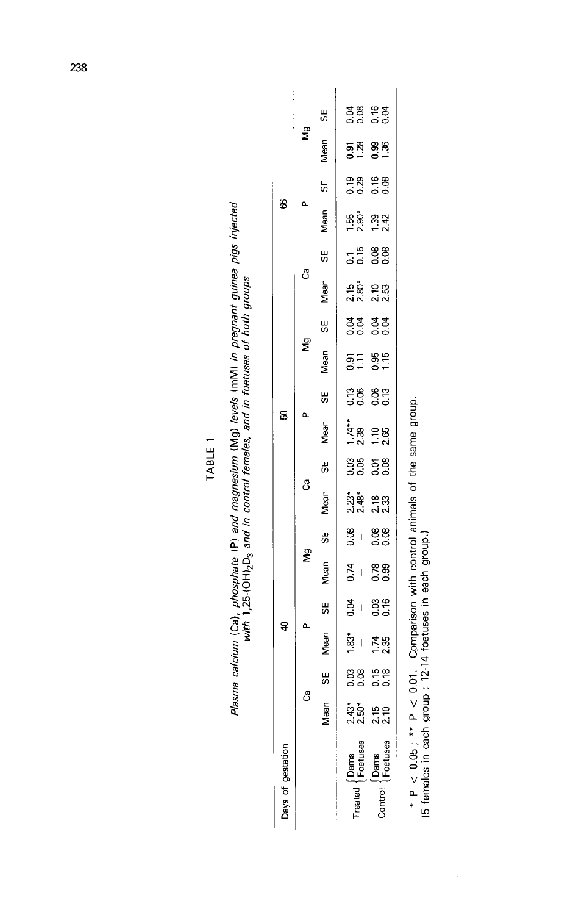TABLE 1

*Plasma calcium (Ca), phosphate (P) and magnesium (Mg) levels (mM) in pregnant guinea pigs injected with 1,25-$(OH)_2D_3$ and in control females, and in foetuses of both groups*

| Days of gestation | | 40 | | | | | | 50 | | | | | | 66 | | | | | |
|---|---|---|---|---|---|---|---|---|---|---|---|---|---|---|---|---|---|---|---|
| | | Ca | | P | | Mg | | Ca | | P | | Mg | | Ca | | P | | Mg | |
| | | Mean | SE | Mean | SE | Mean | SE | Mean | SE | Mean | SE | Mean | SE | Mean | SE | Mean | SE | Mean | SE |
| Treated | Dams | 2.43* | 0.03 | 1.83* | 0.04 | 0.74 | 0.08 | 2.23* | 0.03 | 1.74** | 0.13 | 0.91 | 0.04 | 2.15 | 0.1 | 1.55 | 0.19 | 0.91 | 0.04 |
| | Foetuses | 2.50* | 0.08 | — | — | — | — | 2.48* | 0.05 | 2.39 | 0.06 | 1.11 | 0.04 | 2.80* | 0.15 | 2.90* | 0.29 | 1.28 | 0.08 |
| Control | Dams | 2.15 | 0.15 | 1.74 | 0.03 | 0.78 | 0.08 | 2.18 | 0.01 | 1.10 | 0.06 | 0.95 | 0.04 | 2.10 | 0.08 | 1.39 | 0.16 | 0.99 | 0.16 |
| | Foetuses | 2.10 | 0.18 | 2.35 | 0.16 | 0.99 | 0.08 | 2.33 | 0.08 | 2.65 | 0.13 | 1.15 | 0.04 | 2.53 | 0.08 | 2.42 | 0.08 | 1.36 | 0.04 |

\* $P < 0.05$ ; \*\* $P < 0.01$. Comparison with control animals of the same group.
(5 females in each group ; 12-14 foetuses in each group.)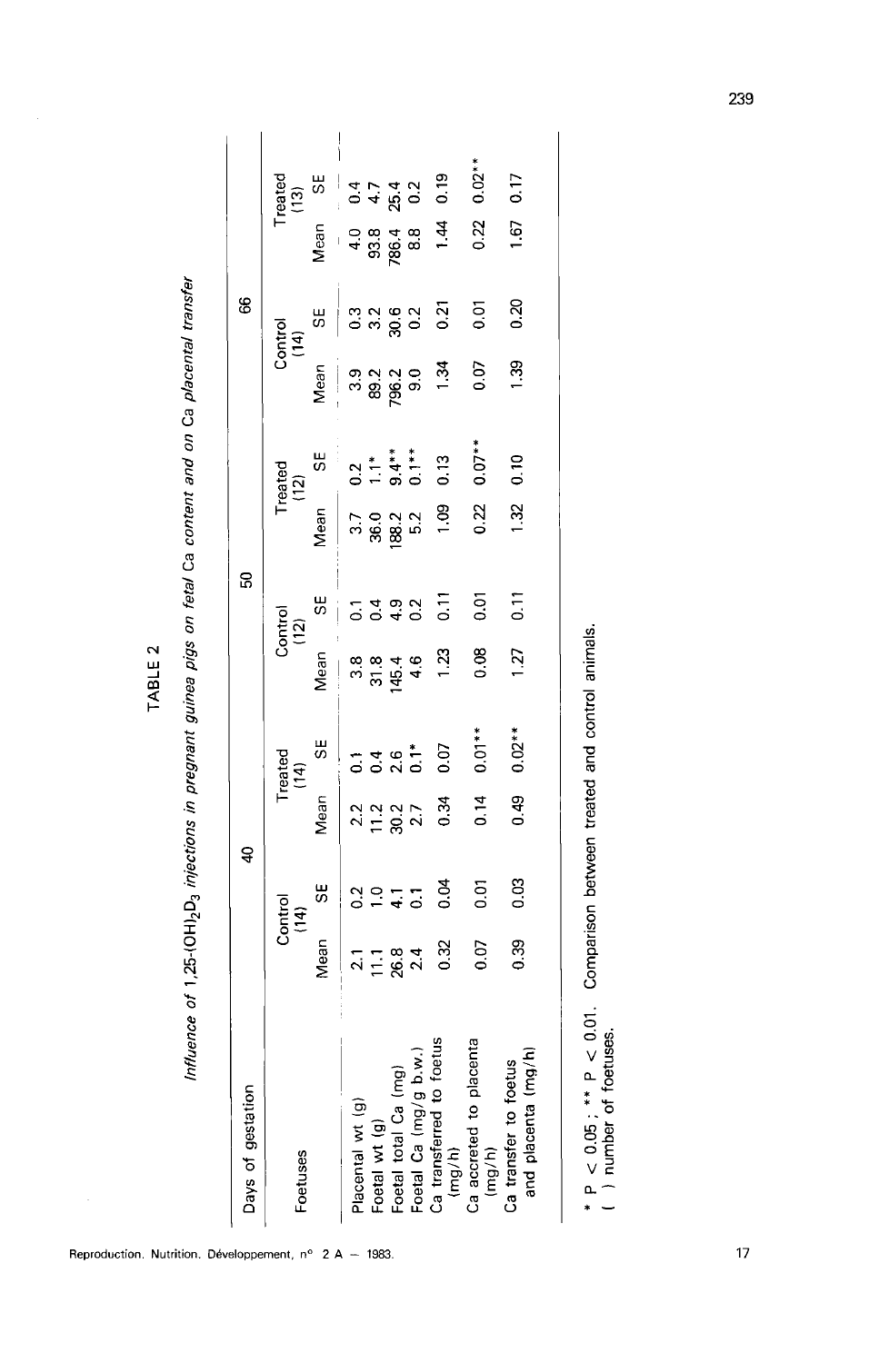TABLE 2

*Influence of 1,25-$(OH)_2D_3$ injections in pregnant guinea pigs on fetal Ca content and on Ca placental transfer*

| Days of gestation | 40 | | | | 50 | | | | 66 | | | |
|---|---|---|---|---|---|---|---|---|---|---|---|---|
| Foetuses | Control (14) | | Treated (14) | | Control (12) | | Treated (12) | | Control (14) | | Treated (13) | |
| | Mean | SE | Mean | SE | Mean | SE | Mean | SE | Mean | SE | Mean | SE |
| Placental wt (g) | 2.1 | 0.2 | 2.2 | 0.1 | 3.8 | 0.1 | 3.7 | 0.2 | 3.9 | 0.3 | 4.0 | 0.4 |
| Foetal wt (g) | 11.1 | 1.0 | 11.2 | 0.4 | 31.8 | 0.4 | 36.0 | 1.1* | 89.2 | 3.2 | 93.8 | 4.7 |
| Foetal total Ca (mg) | 26.8 | 4.1 | 30.2 | 2.6 | 145.4 | 4.9 | 188.2 | 9.4** | 796.2 | 30.6 | 786.4 | 25.4 |
| Foetal Ca (mg/g b.w.) | 2.4 | 0.1 | 2.7 | 0.1* | 4.6 | 0.2 | 5.2 | 0.1** | 9.0 | 0.2 | 8.8 | 0.2 |
| Ca transferred to foetus (mg/h) | 0.32 | 0.04 | 0.34 | 0.07 | 1.23 | 0.11 | 1.09 | 0.13 | 1.34 | 0.21 | 1.44 | 0.19 |
| Ca accreted to placenta (mg/h) | 0.07 | 0.01 | 0.14 | 0.01** | 0.08 | 0.01 | 0.22 | 0.07** | 0.07 | 0.01 | 0.22 | 0.02** |
| Ca transfer to foetus and placenta (mg/h) | 0.39 | 0.03 | 0.49 | 0.02** | 1.27 | 0.11 | 1.32 | 0.10 | 1.39 | 0.20 | 1.67 | 0.17 |

\* $P < 0.05$ ; \*\* $P < 0.01$. Comparison between treated and control animals.
( ) number of foetuses.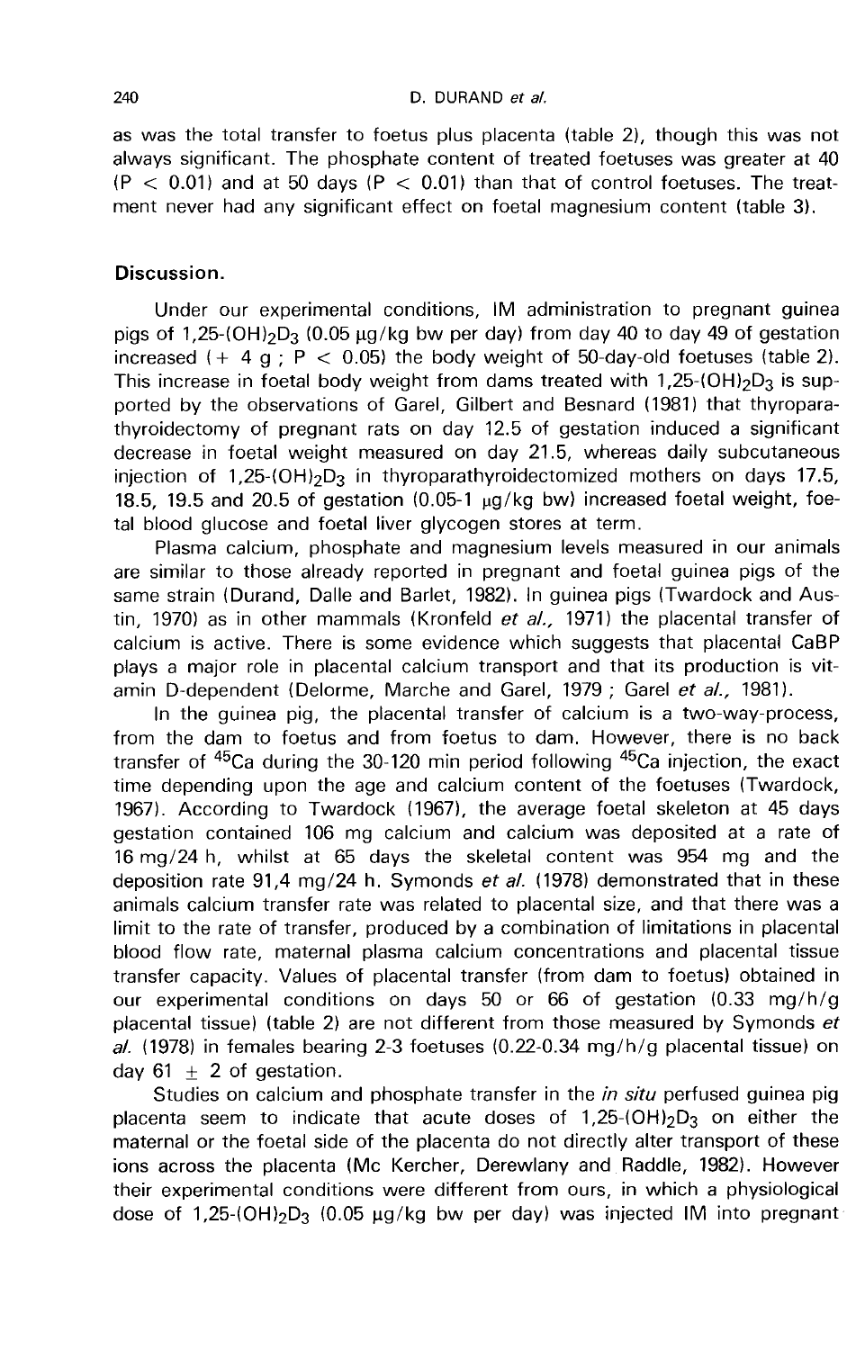as was the total transfer to foetus plus placenta (table 2), though this was not always significant. The phosphate content of treated foetuses was greater at 40 ($P < 0.01$) and at 50 days ($P < 0.01$) than that of control foetuses. The treatment never had any significant effect on foetal magnesium content (table 3).

## Discussion.

Under our experimental conditions, IM administration to pregnant guinea pigs of 1,25-$(OH)_2D_3$ (0.05 µg/kg bw per day) from day 40 to day 49 of gestation increased (+ 4 g ; $P < 0.05$) the body weight of 50-day-old foetuses (table 2). This increase in foetal body weight from dams treated with 1,25-$(OH)_2D_3$ is supported by the observations of Garel, Gilbert and Besnard (1981) that thyroparathyroidectomy of pregnant rats on day 12.5 of gestation induced a significant decrease in foetal weight measured on day 21.5, whereas daily subcutaneous injection of 1,25-$(OH)_2D_3$ in thyroparathyroidectomized mothers on days 17.5, 18.5, 19.5 and 20.5 of gestation (0.05-1 µg/kg bw) increased foetal weight, foetal blood glucose and foetal liver glycogen stores at term.

Plasma calcium, phosphate and magnesium levels measured in our animals are similar to those already reported in pregnant and foetal guinea pigs of the same strain (Durand, Dalle and Barlet, 1982). In guinea pigs (Twardock and Austin, 1970) as in other mammals (Kronfeld *et al.,* 1971) the placental transfer of calcium is active. There is some evidence which suggests that placental CaBP plays a major role in placental calcium transport and that its production is vitamin D-dependent (Delorme, Marche and Garel, 1979 ; Garel *et al.,* 1981).

In the guinea pig, the placental transfer of calcium is a two-way-process, from the dam to foetus and from foetus to dam. However, there is no back transfer of $^{45}Ca$ during the 30-120 min period following $^{45}Ca$ injection, the exact time depending upon the age and calcium content of the foetuses (Twardock, 1967). According to Twardock (1967), the average foetal skeleton at 45 days gestation contained 106 mg calcium and calcium was deposited at a rate of 16 mg/24 h, whilst at 65 days the skeletal content was 954 mg and the deposition rate 91,4 mg/24 h. Symonds *et al.* (1978) demonstrated that in these animals calcium transfer rate was related to placental size, and that there was a limit to the rate of transfer, produced by a combination of limitations in placental blood flow rate, maternal plasma calcium concentrations and placental tissue transfer capacity. Values of placental transfer (from dam to foetus) obtained in our experimental conditions on days 50 or 66 of gestation (0.33 mg/h/g placental tissue) (table 2) are not different from those measured by Symonds *et al.* (1978) in females bearing 2-3 foetuses (0.22-0.34 mg/h/g placental tissue) on day 61 ± 2 of gestation.

Studies on calcium and phosphate transfer in the *in situ* perfused guinea pig placenta seem to indicate that acute doses of 1,25-$(OH)_2D_3$ on either the maternal or the foetal side of the placenta do not directly alter transport of these ions across the placenta (Mc Kercher, Derewlany and Raddle, 1982). However their experimental conditions were different from ours, in which a physiological dose of 1,25-$(OH)_2D_3$ (0.05 µg/kg bw per day) was injected IM into pregnant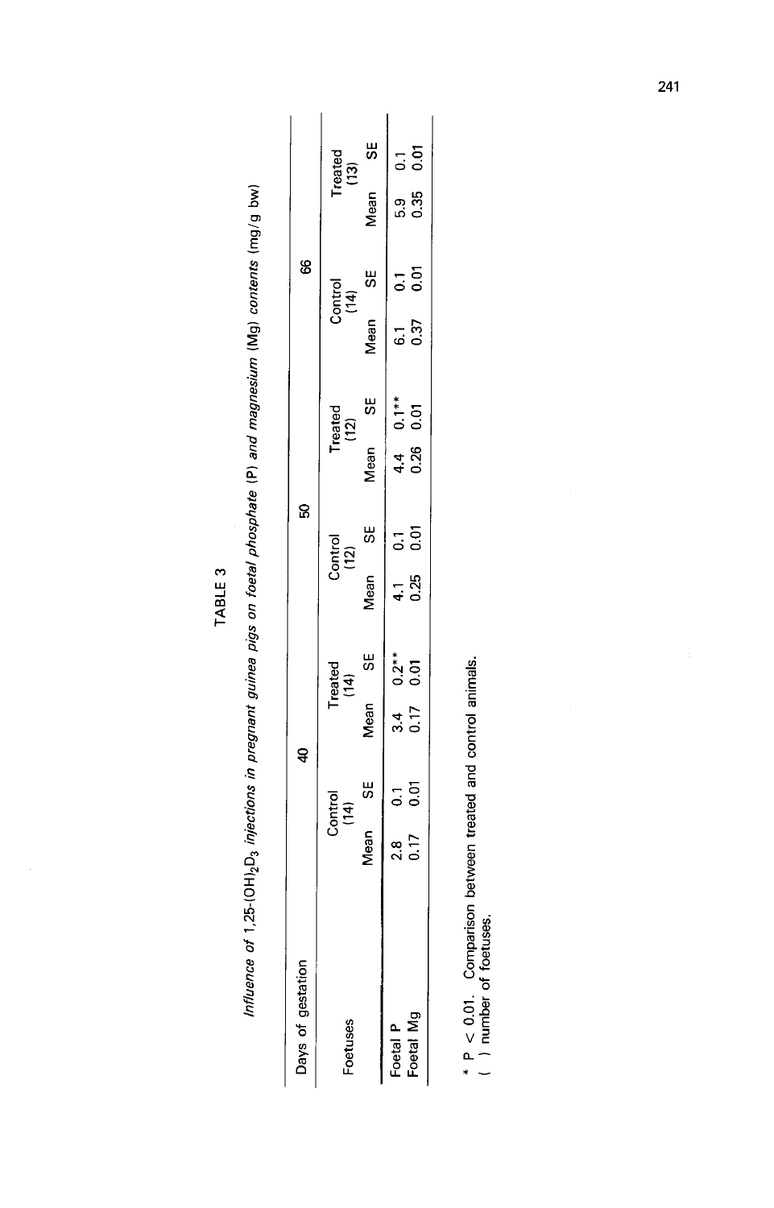TABLE 3

*Influence of 1,25-$(OH)_2D_3$ injections in pregnant guinea pigs on foetal phosphate (P) and magnesium (Mg) contents (mg/g bw)*

| Days of gestation | 40 | | | | 50 | | | | 66 | | | |
|---|---|---|---|---|---|---|---|---|---|---|---|---|
| Foetuses | Control (14) | | Treated (14) | | Control (12) | | Treated (12) | | Control (14) | | Treated (13) | |
| | Mean | SE | Mean | SE | Mean | SE | Mean | SE | Mean | SE | Mean | SE |
| Foetal P | 2.8 | 0.1 | 3.4 | 0.2** | 4.1 | 0.1 | 4.4 | 0.1** | 6.1 | 0.1 | 5.9 | 0.1 |
| Foetal Mg | 0.17 | 0.01 | 0.17 | 0.01 | 0.25 | 0.01 | 0.26 | 0.01 | 0.37 | 0.01 | 0.35 | 0.01 |

* $P < 0.01$. Comparison between treated and control animals.
( ) number of foetuses.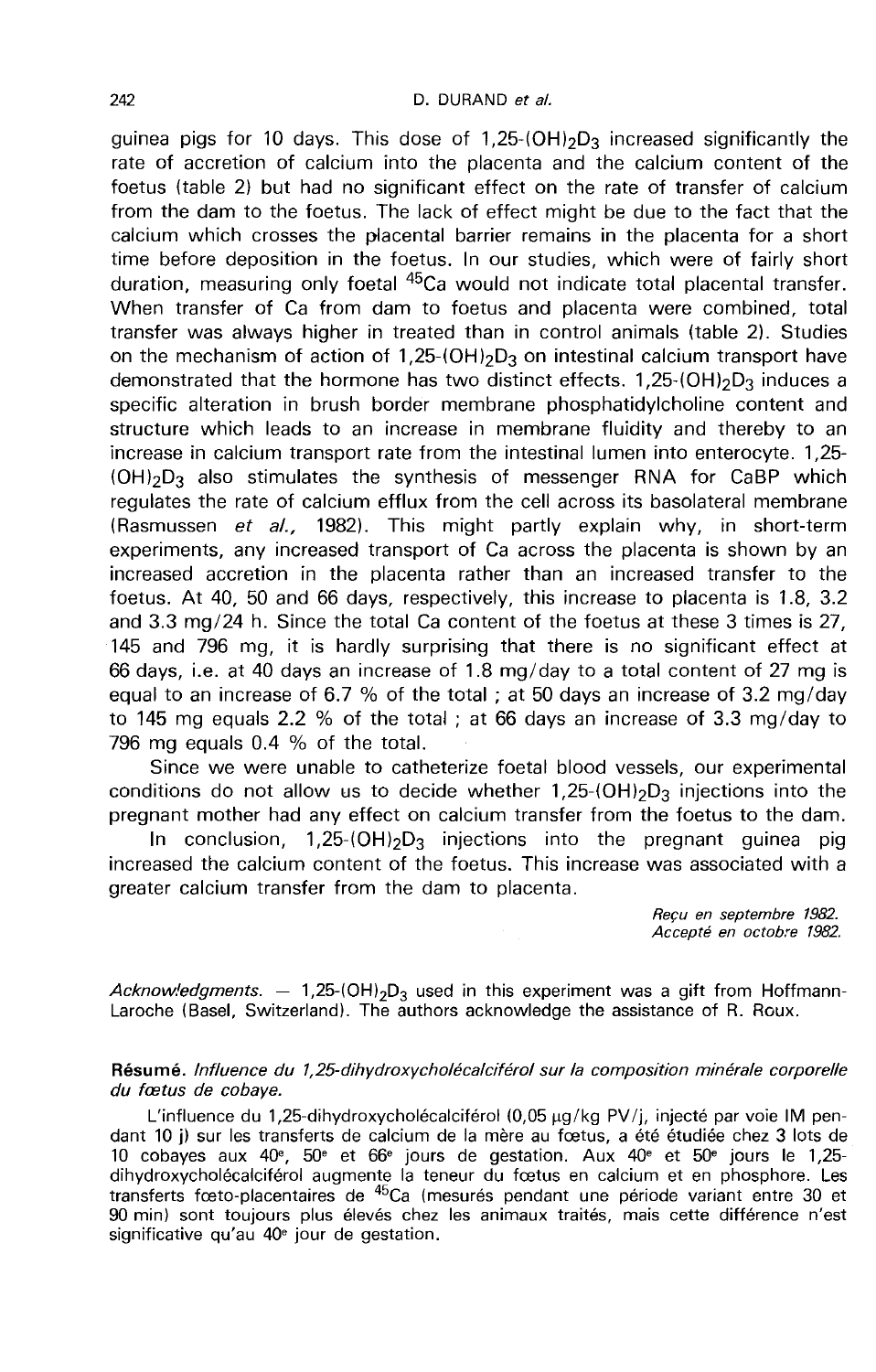guinea pigs for 10 days. This dose of 1,25-$(OH)_2D_3$ increased significantly the rate of accretion of calcium into the placenta and the calcium content of the foetus (table 2) but had no significant effect on the rate of transfer of calcium from the dam to the foetus. The lack of effect might be due to the fact that the calcium which crosses the placental barrier remains in the placenta for a short time before deposition in the foetus. In our studies, which were of fairly short duration, measuring only foetal $^{45}$Ca would not indicate total placental transfer. When transfer of Ca from dam to foetus and placenta were combined, total transfer was always higher in treated than in control animals (table 2). Studies on the mechanism of action of 1,25-$(OH)_2D_3$ on intestinal calcium transport have demonstrated that the hormone has two distinct effects. 1,25-$(OH)_2D_3$ induces a specific alteration in brush border membrane phosphatidylcholine content and structure which leads to an increase in membrane fluidity and thereby to an increase in calcium transport rate from the intestinal lumen into enterocyte. 1,25-$(OH)_2D_3$ also stimulates the synthesis of messenger RNA for CaBP which regulates the rate of calcium efflux from the cell across its basolateral membrane (Rasmussen *et al.*, 1982). This might partly explain why, in short-term experiments, any increased transport of Ca across the placenta is shown by an increased accretion in the placenta rather than an increased transfer to the foetus. At 40, 50 and 66 days, respectively, this increase to placenta is 1.8, 3.2 and 3.3 mg/24 h. Since the total Ca content of the foetus at these 3 times is 27, 145 and 796 mg, it is hardly surprising that there is no significant effect at 66 days, i.e. at 40 days an increase of 1.8 mg/day to a total content of 27 mg is equal to an increase of 6.7 % of the total ; at 50 days an increase of 3.2 mg/day to 145 mg equals 2.2 % of the total ; at 66 days an increase of 3.3 mg/day to 796 mg equals 0.4 % of the total.

Since we were unable to catheterize foetal blood vessels, our experimental conditions do not allow us to decide whether 1,25-$(OH)_2D_3$ injections into the pregnant mother had any effect on calcium transfer from the foetus to the dam.

In conclusion, 1,25-$(OH)_2D_3$ injections into the pregnant guinea pig increased the calcium content of the foetus. This increase was associated with a greater calcium transfer from the dam to placenta.

*Reçu en septembre 1982.*
*Accepté en octobre 1982.*

*Acknowledgments.* — 1,25-$(OH)_2D_3$ used in this experiment was a gift from Hoffmann-Laroche (Basel, Switzerland). The authors acknowledge the assistance of R. Roux.

**Résumé.** *Influence du 1,25-dihydroxycholécalciférol sur la composition minérale corporelle du fœtus de cobaye.*

L'influence du 1,25-dihydroxycholécalciférol (0,05 µg/kg PV/j, injecté par voie IM pendant 10 j) sur les transferts de calcium de la mère au fœtus, a été étudiée chez 3 lots de 10 cobayes aux 40ᵉ, 50ᵉ et 66ᵉ jours de gestation. Aux 40ᵉ et 50ᵉ jours le 1,25-dihydroxycholécalciférol augmente la teneur du fœtus en calcium et en phosphore. Les transferts fœto-placentaires de $^{45}$Ca (mesurés pendant une période variant entre 30 et 90 min) sont toujours plus élevés chez les animaux traités, mais cette différence n'est significative qu'au 40ᵉ jour de gestation.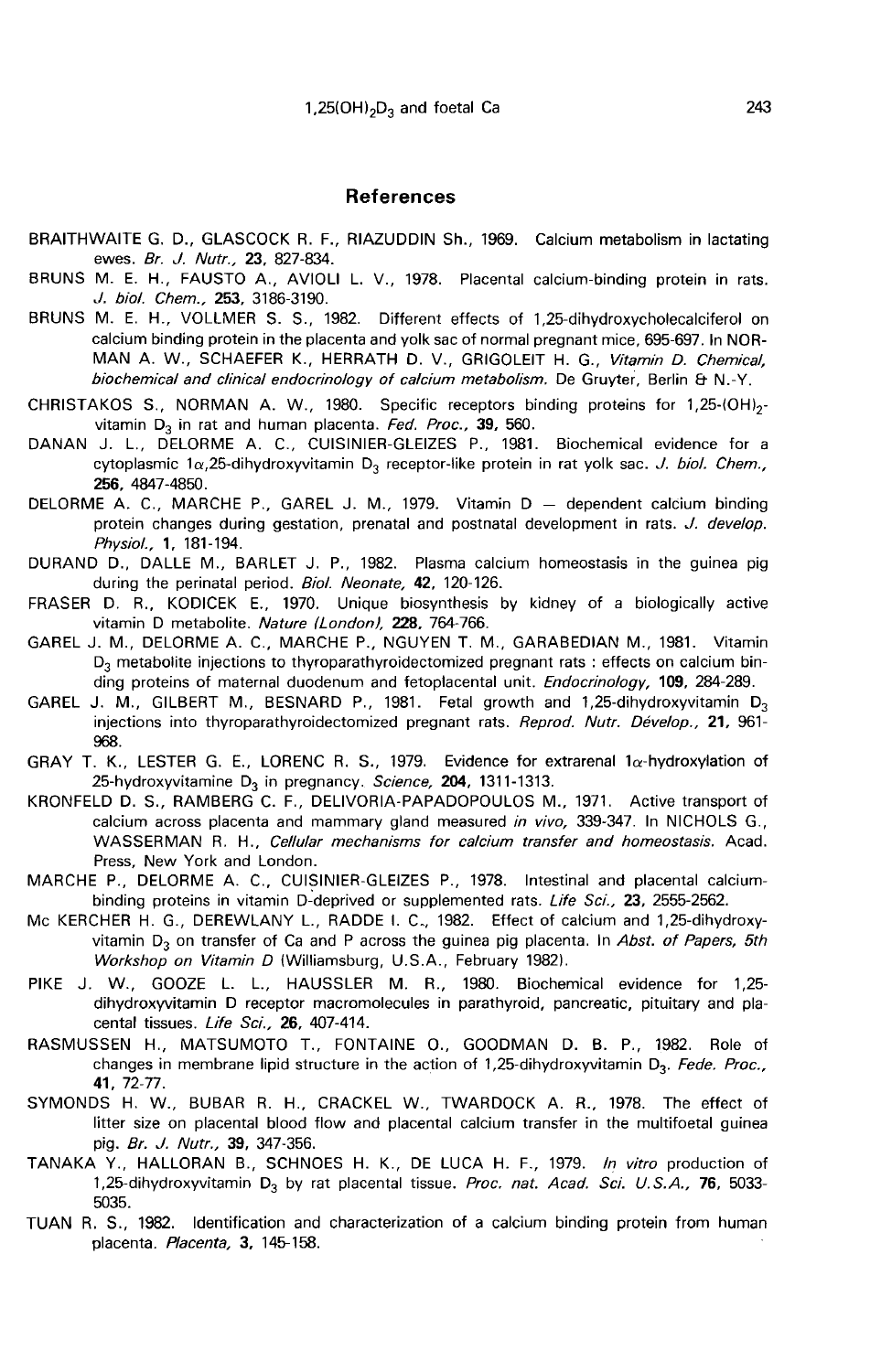## References

BRAITHWAITE G. D., GLASCOCK R. F., RIAZUDDIN Sh., 1969. Calcium metabolism in lactating ewes. *Br. J. Nutr.*, **23**, 827-834.

BRUNS M. E. H., FAUSTO A., AVIOLI L. V., 1978. Placental calcium-binding protein in rats. *J. biol. Chem.*, **253**, 3186-3190.

BRUNS M. E. H., VOLLMER S. S., 1982. Different effects of 1,25-dihydroxycholecalciferol on calcium binding protein in the placenta and yolk sac of normal pregnant mice, 695-697. In NORMAN A. W., SCHAEFER K., HERRATH D. V., GRIGOLEIT H. G., *Vitamin D. Chemical, biochemical and clinical endocrinology of calcium metabolism.* De Gruyter, Berlin & N.-Y.

CHRISTAKOS S., NORMAN A. W., 1980. Specific receptors binding proteins for 1,25-$(OH)_2$-vitamin $D_3$ in rat and human placenta. *Fed. Proc.*, **39**, 560.

DANAN J. L., DELORME A. C., CUISINIER-GLEIZES P., 1981. Biochemical evidence for a cytoplasmic 1$\alpha$,25-dihydroxyvitamin $D_3$ receptor-like protein in rat yolk sac. *J. biol. Chem.*, **256**, 4847-4850.

DELORME A. C., MARCHE P., GAREL J. M., 1979. Vitamin D — dependent calcium binding protein changes during gestation, prenatal and postnatal development in rats. *J. develop. Physiol.*, **1**, 181-194.

DURAND D., DALLE M., BARLET J. P., 1982. Plasma calcium homeostasis in the guinea pig during the perinatal period. *Biol. Neonate*, **42**, 120-126.

FRASER D. R., KODICEK E., 1970. Unique biosynthesis by kidney of a biologically active vitamin D metabolite. *Nature (London)*, **228**, 764-766.

GAREL J. M., DELORME A. C., MARCHE P., NGUYEN T. M., GARABEDIAN M., 1981. Vitamin $D_3$ metabolite injections to thyroparathyroidectomized pregnant rats : effects on calcium binding proteins of maternal duodenum and fetoplacental unit. *Endocrinology*, **109**, 284-289.

GAREL J. M., GILBERT M., BESNARD P., 1981. Fetal growth and 1,25-dihydroxyvitamin $D_3$ injections into thyroparathyroidectomized pregnant rats. *Reprod. Nutr. Dévelop.*, **21**, 961-968.

GRAY T. K., LESTER G. E., LORENC R. S., 1979. Evidence for extrarenal 1$\alpha$-hydroxylation of 25-hydroxyvitamine $D_3$ in pregnancy. *Science*, **204**, 1311-1313.

KRONFELD D. S., RAMBERG C. F., DELIVORIA-PAPADOPOULOS M., 1971. Active transport of calcium across placenta and mammary gland measured *in vivo*, 339-347. In NICHOLS G., WASSERMAN R. H., *Cellular mechanisms for calcium transfer and homeostasis.* Acad. Press, New York and London.

MARCHE P., DELORME A. C., CUISINIER-GLEIZES P., 1978. Intestinal and placental calcium-binding proteins in vitamin D-deprived or supplemented rats. *Life Sci.*, **23**, 2555-2562.

Mc KERCHER H. G., DEREWLANY L., RADDE I. C., 1982. Effect of calcium and 1,25-dihydroxyvitamin $D_3$ on transfer of Ca and P across the guinea pig placenta. In *Abst. of Papers, 5th Workshop on Vitamin D* (Williamsburg, U.S.A., February 1982).

PIKE J. W., GOOZE L. L., HAUSSLER M. R., 1980. Biochemical evidence for 1,25-dihydroxyvitamin D receptor macromolecules in parathyroid, pancreatic, pituitary and placental tissues. *Life Sci.*, **26**, 407-414.

RASMUSSEN H., MATSUMOTO T., FONTAINE O., GOODMAN D. B. P., 1982. Role of changes in membrane lipid structure in the action of 1,25-dihydroxyvitamin $D_3$. *Fede. Proc.*, **41**, 72-77.

SYMONDS H. W., BUBAR R. H., CRACKEL W., TWARDOCK A. R., 1978. The effect of litter size on placental blood flow and placental calcium transfer in the multifoetal guinea pig. *Br. J. Nutr.*, **39**, 347-356.

TANAKA Y., HALLORAN B., SCHNOES H. K., DE LUCA H. F., 1979. *In vitro* production of 1,25-dihydroxyvitamin $D_3$ by rat placental tissue. *Proc. nat. Acad. Sci. U.S.A.*, **76**, 5033-5035.

TUAN R. S., 1982. Identification and characterization of a calcium binding protein from human placenta. *Placenta*, **3**, 145-158.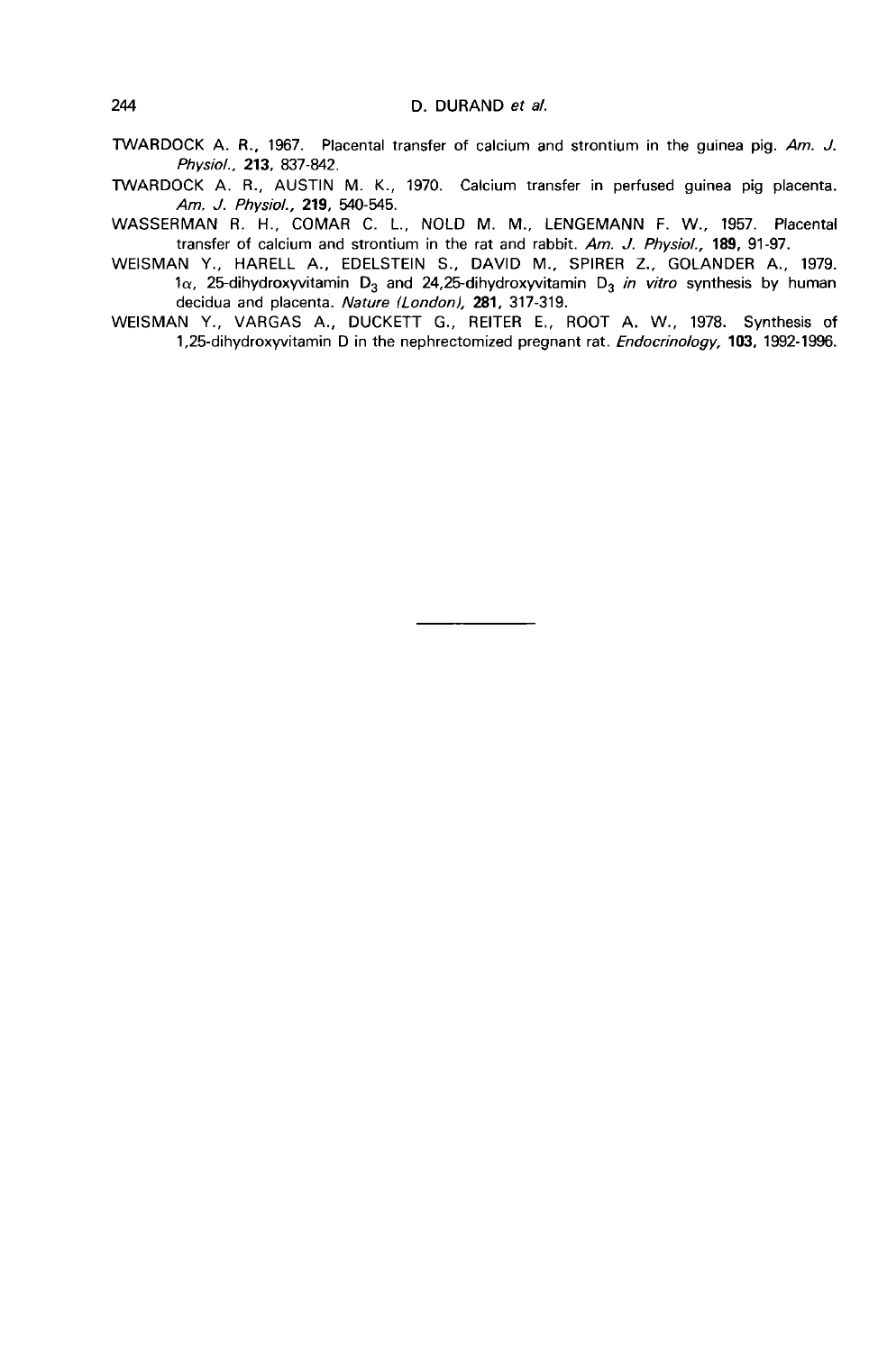TWARDOCK A. R., 1967. Placental transfer of calcium and strontium in the guinea pig. *Am. J. Physiol.*, **213**, 837-842.

TWARDOCK A. R., AUSTIN M. K., 1970. Calcium transfer in perfused guinea pig placenta. *Am. J. Physiol.*, **219**, 540-545.

WASSERMAN R. H., COMAR C. L., NOLD M. M., LENGEMANN F. W., 1957. Placental transfer of calcium and strontium in the rat and rabbit. *Am. J. Physiol.*, **189**, 91-97.

WEISMAN Y., HARELL A., EDELSTEIN S., DAVID M., SPIRER Z., GOLANDER A., 1979. 1$\alpha$, 25-dihydroxyvitamin $D_3$ and 24,25-dihydroxyvitamin $D_3$ *in vitro* synthesis by human decidua and placenta. *Nature (London)*, **281**, 317-319.

WEISMAN Y., VARGAS A., DUCKETT G., REITER E., ROOT A. W., 1978. Synthesis of 1,25-dihydroxyvitamin D in the nephrectomized pregnant rat. *Endocrinology*, **103**, 1992-1996.